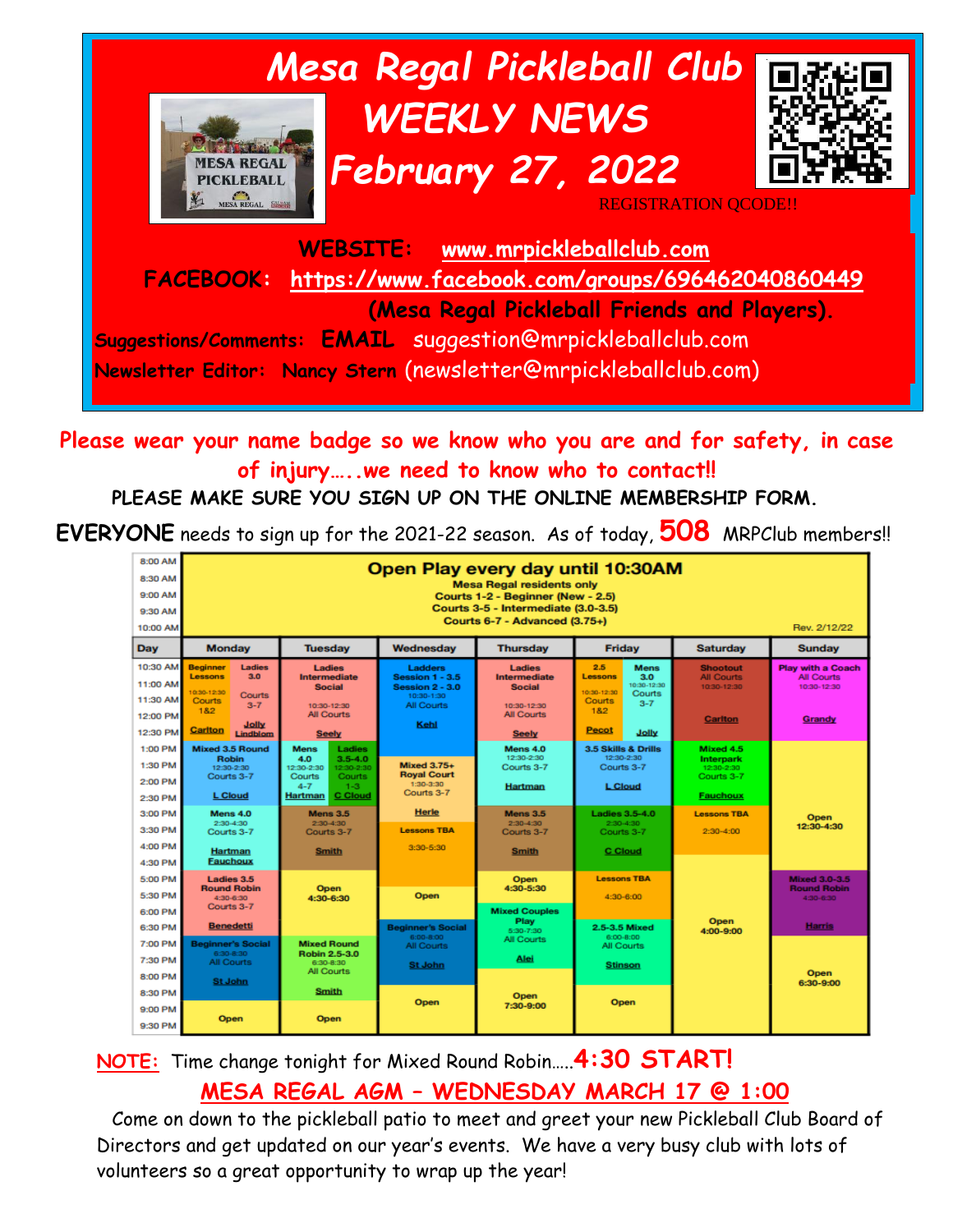# Mesa Regal Pickleball Club

# WEEKLY NEWS

# February 27, 2022

REGISTRATION QCODE!!

**WEBSITE:** www.mrpickleballclub.com

**FACEBOOK:** https://www.facebook.com/groups/696462040860449

**(Mesa Regal Pickleball Friends and Players).**

**Suggestions/Comments: EMAIL** suggestion@mrpickleballclub.com

**Newsletter Editor: Nancy Stern** (newsletter@mrpickleballclub.com)

**Please wear your name badge so we know who you are and for safety, in case of injury…..we need to know who to contact!!**

**PLEASE MAKE SURE YOU SIGN UP ON THE ONLINE MEMBERSHIP FORM.**

**EVERYONE** needs to sign up for the 2021-22 season. As of today, **508** MRPClub members!!

**Open Play every day until 10:30AM** (8:00 AM – 10:00 AM)
Mesa Regal residents only
Courts 1-2 - Beginner (New - 2.5)
Courts 3-5 - Intermediate (3.0-3.5)
Courts 6-7 - Advanced (3.75+)

Rev. 2/12/22

| Day | Monday | Tuesday | Wednesday | Thursday | Friday | Saturday | Sunday |
|---|---|---|---|---|---|---|---|
| 10:30 AM – 12:30 PM | Beginner Lessons 10:30-12:30 Courts 1&2 Carlton / Ladies 3.0 Courts 3-7 Jolly Lindblom | Ladies Intermediate Social 10:30-12:30 All Courts Seely | Ladders Session 1 - 3.5, Session 2 - 3.0 10:30-1:30 All Courts Kehl | Ladies Intermediate Social 10:30-12:30 All Courts Seely | 2.5 Lessons 10:30-12:30 Courts 1&2 Pecot / Mens 3.0 10:30-12:30 Courts 3-7 Jolly | Shootout All Courts 10:30-12:30 Carlton | Play with a Coach All Courts 10:30-12:30 Grandy |
| 1:00 PM – 2:30 PM | Mixed 3.5 Round Robin 12:30-2:30 Courts 3-7 L Cloud | Mens 4.0 12:30-2:30 Courts 4-7 Hartman / Ladies 3.5-4.0 12:30-2:30 Courts 1-3 C Cloud | Mixed 3.75+ Royal Court 1:30-3:30 Courts 3-7 Herle | Mens 4.0 12:30-2:30 Courts 3-7 Hartman | 3.5 Skills & Drills 12:30-2:30 Courts 3-7 L Cloud | Mixed 4.5 Interpark 12:30-2:30 Courts 3-7 Fauchoux | Open 12:30-4:30 |
| 3:00 PM – 4:30 PM | Mens 4.0 2:30-4:30 Courts 3-7 Hartman Fauchoux | Mens 3.5 2:30-4:30 Courts 3-7 Smith | Lessons TBA 3:30-5:30 | Mens 3.5 2:30-4:30 Courts 3-7 Smith | Ladies 3.5-4.0 2:30-4:30 Courts 3-7 C Cloud | Lessons TBA 2:30-4:00 | |
| 5:00 PM – 6:30 PM | Ladies 3.5 Round Robin 4:30-6:30 Courts 3-7 Benedetti | Open 4:30-6:30 | Open | Open 4:30-5:30 / Mixed Couples Play 5:30-7:30 All Courts Alei | Lessons TBA 4:30-6:00 | Open 4:00-9:00 | Mixed 3.0-3.5 Round Robin 4:30-6:30 Harris |
| 7:00 PM – 8:30 PM | Beginner's Social 6:30-8:30 All Courts St John | Mixed Round Robin 2.5-3.0 6:30-8:30 All Courts Smith | Beginner's Social 6:00-8:00 All Courts St John | | 2.5-3.5 Mixed 6:00-8:00 All Courts Stinson | | Open 6:30-9:00 |
| 9:00 PM – 9:30 PM | Open | Open | Open | Open 7:30-9:00 | Open | | |

**NOTE:** Time change tonight for Mixed Round Robin…..**4:30 START!**

## MESA REGAL AGM – WEDNESDAY MARCH 17 @ 1:00

Come on down to the pickleball patio to meet and greet your new Pickleball Club Board of Directors and get updated on our year's events. We have a very busy club with lots of volunteers so a great opportunity to wrap up the year!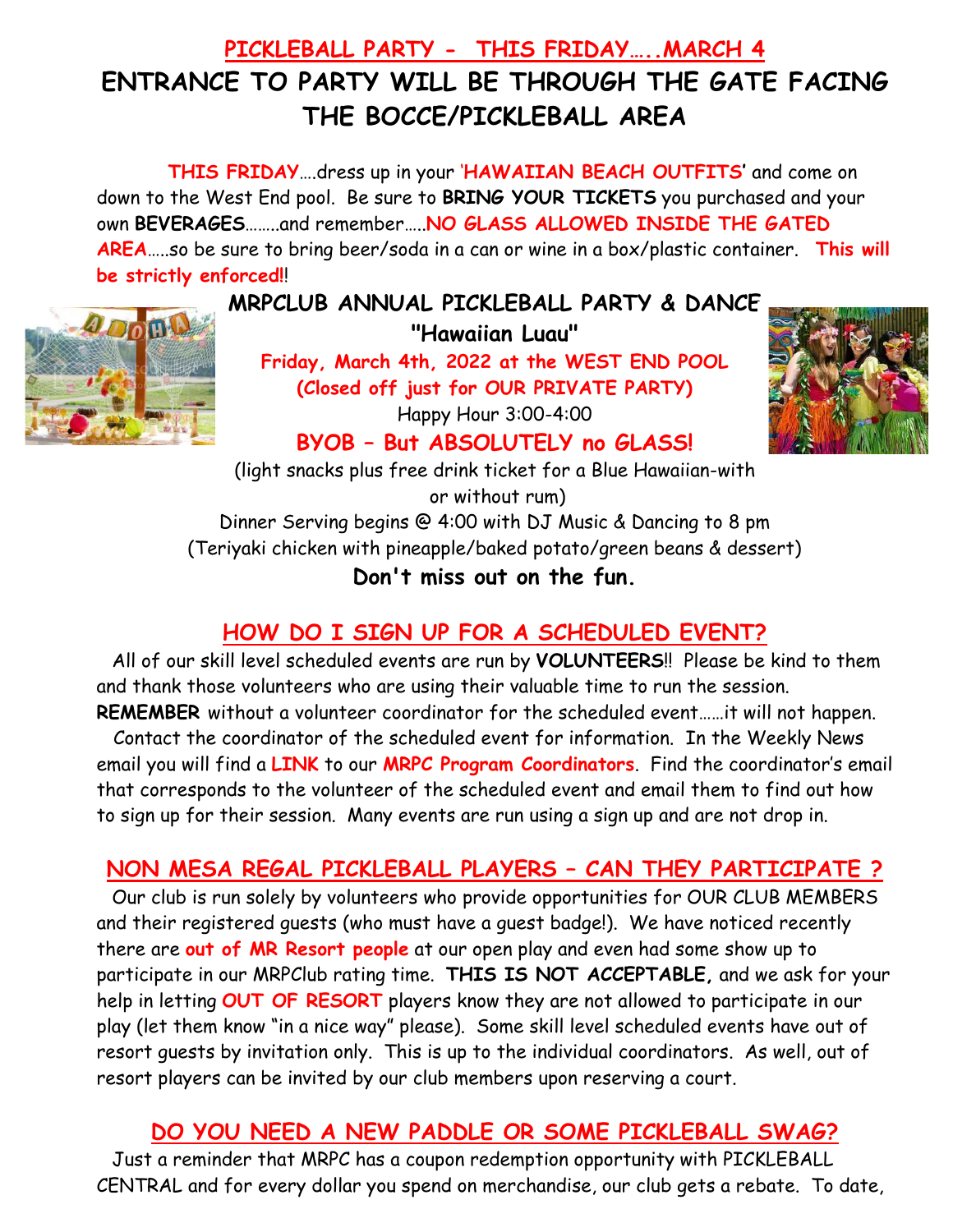## PICKLEBALL PARTY - THIS FRIDAY…..MARCH 4

# ENTRANCE TO PARTY WILL BE THROUGH THE GATE FACING THE BOCCE/PICKLEBALL AREA

**THIS FRIDAY**….dress up in your '**HAWAIIAN BEACH OUTFITS**' and come on down to the West End pool. Be sure to **BRING YOUR TICKETS** you purchased and your own **BEVERAGES**……..and remember…..**NO GLASS ALLOWED INSIDE THE GATED AREA**…..so be sure to bring beer/soda in a can or wine in a box/plastic container. **This will be strictly enforced!**!

**MRPCLUB ANNUAL PICKLEBALL PARTY & DANCE**

**"Hawaiian Luau"**

**Friday, March 4th, 2022 at the WEST END POOL**

**(Closed off just for OUR PRIVATE PARTY)**

Happy Hour 3:00-4:00

**BYOB – But ABSOLUTELY no GLASS!**

(light snacks plus free drink ticket for a Blue Hawaiian-with or without rum)

Dinner Serving begins @ 4:00 with DJ Music & Dancing to 8 pm

(Teriyaki chicken with pineapple/baked potato/green beans & dessert)

**Don't miss out on the fun.**

## HOW DO I SIGN UP FOR A SCHEDULED EVENT?

All of our skill level scheduled events are run by **VOLUNTEERS**!! Please be kind to them and thank those volunteers who are using their valuable time to run the session. **REMEMBER** without a volunteer coordinator for the scheduled event……it will not happen.

Contact the coordinator of the scheduled event for information. In the Weekly News email you will find a **LINK** to our **MRPC Program Coordinators**. Find the coordinator's email that corresponds to the volunteer of the scheduled event and email them to find out how to sign up for their session. Many events are run using a sign up and are not drop in.

## NON MESA REGAL PICKLEBALL PLAYERS – CAN THEY PARTICIPATE ?

Our club is run solely by volunteers who provide opportunities for OUR CLUB MEMBERS and their registered guests (who must have a guest badge!). We have noticed recently there are **out of MR Resort people** at our open play and even had some show up to participate in our MRPClub rating time. **THIS IS NOT ACCEPTABLE,** and we ask for your help in letting **OUT OF RESORT** players know they are not allowed to participate in our play (let them know "in a nice way" please). Some skill level scheduled events have out of resort guests by invitation only. This is up to the individual coordinators. As well, out of resort players can be invited by our club members upon reserving a court.

## DO YOU NEED A NEW PADDLE OR SOME PICKLEBALL SWAG?

Just a reminder that MRPC has a coupon redemption opportunity with PICKLEBALL CENTRAL and for every dollar you spend on merchandise, our club gets a rebate. To date,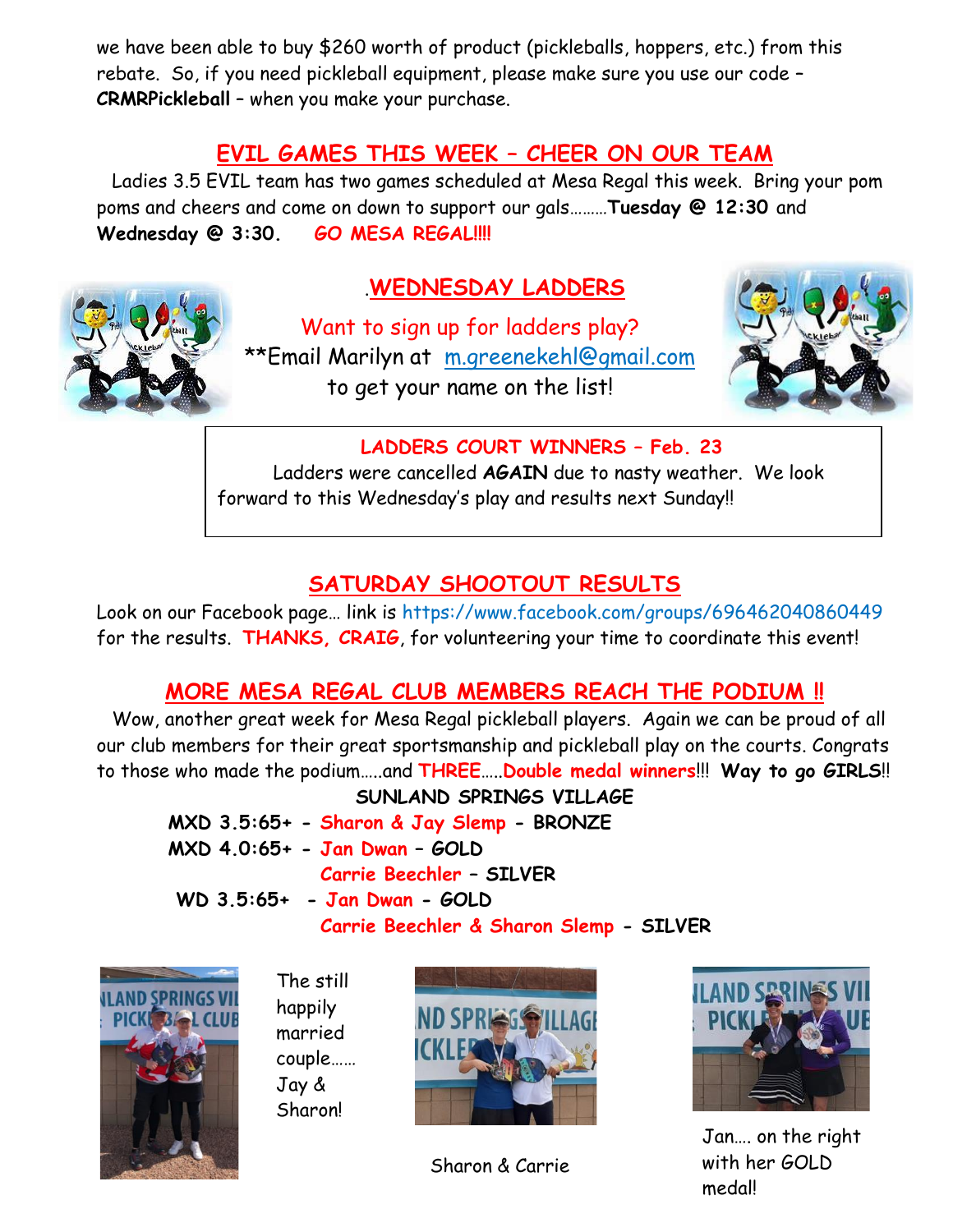we have been able to buy $260 worth of product (pickleballs, hoppers, etc.) from this rebate. So, if you need pickleball equipment, please make sure you use our code – **CRMRPickleball** – when you make your purchase.

## EVIL GAMES THIS WEEK – CHEER ON OUR TEAM

Ladies 3.5 EVIL team has two games scheduled at Mesa Regal this week. Bring your pom poms and cheers and come on down to support our gals………**Tuesday @ 12:30** and **Wednesday @ 3:30.** **GO MESA REGAL!!!!**

## .WEDNESDAY LADDERS

Want to sign up for ladders play?

**Email Marilyn at m.greenekehl@gmail.com to get your name on the list!

**LADDERS COURT WINNERS – Feb. 23**

Ladders were cancelled **AGAIN** due to nasty weather. We look forward to this Wednesday's play and results next Sunday!!

## SATURDAY SHOOTOUT RESULTS

Look on our Facebook page… link is https://www.facebook.com/groups/696462040860449 for the results. **THANKS, CRAIG**, for volunteering your time to coordinate this event!

## MORE MESA REGAL CLUB MEMBERS REACH THE PODIUM !!

Wow, another great week for Mesa Regal pickleball players. Again we can be proud of all our club members for their great sportsmanship and pickleball play on the courts. Congrats to those who made the podium…..and **THREE**…..**Double medal winners**!!! **Way to go GIRLS**!!

**SUNLAND SPRINGS VILLAGE**

**MXD 3.5:65+ - Sharon & Jay Slemp - BRONZE**
**MXD 4.0:65+ - Jan Dwan – GOLD**
**Carrie Beechler – SILVER**
**WD 3.5:65+ - Jan Dwan - GOLD**
**Carrie Beechler & Sharon Slemp - SILVER**

The still happily married couple…… Jay & Sharon!

Sharon & Carrie

Jan…. on the right with her GOLD medal!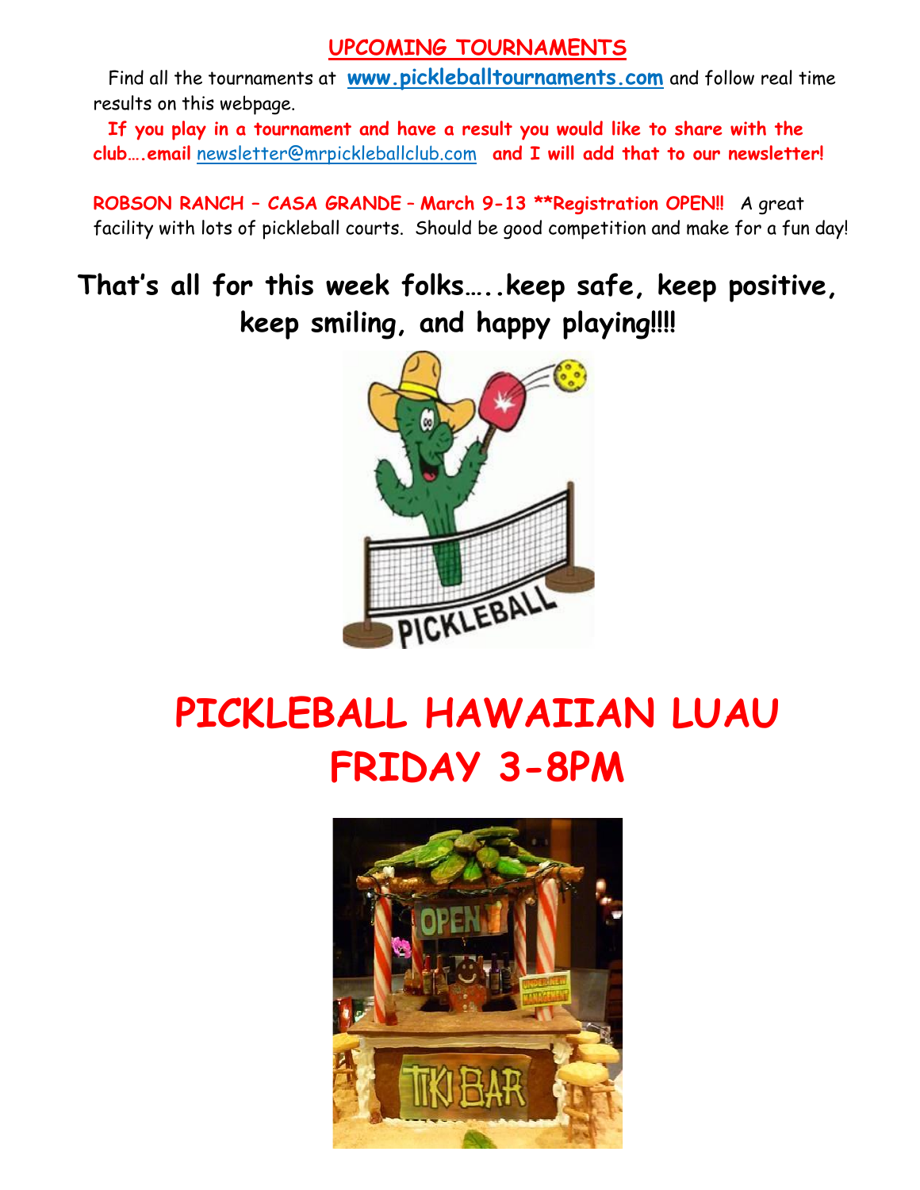## UPCOMING TOURNAMENTS

Find all the tournaments at **www.pickleballtournaments.com** and follow real time results on this webpage.

**If you play in a tournament and have a result you would like to share with the club….email newsletter@mrpickleballclub.com and I will add that to our newsletter!**

**ROBSON RANCH – CASA GRANDE – March 9-13 **Registration OPEN!!** A great facility with lots of pickleball courts. Should be good competition and make for a fun day!

## That's all for this week folks…..keep safe, keep positive, keep smiling, and happy playing!!!!

# PICKLEBALL HAWAIIAN LUAU FRIDAY 3-8PM